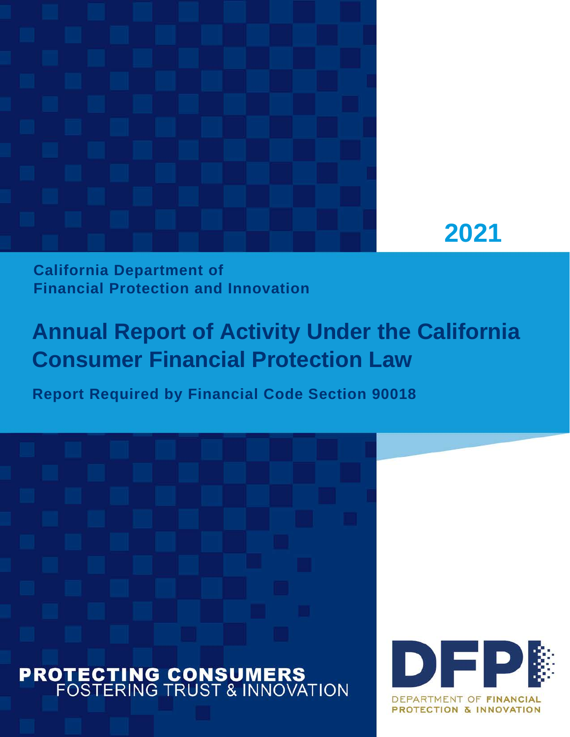2021

**California Department of Financial Protection and Innovation**

# Annual Report of Activity Under the California Consumer Financial Protection Law

**Report Required by Financial Code Section 90018**

**PROTECTING CONSUMERS**
FOSTERING TRUST & INNOVATION

DFPI
DEPARTMENT OF FINANCIAL PROTECTION & INNOVATION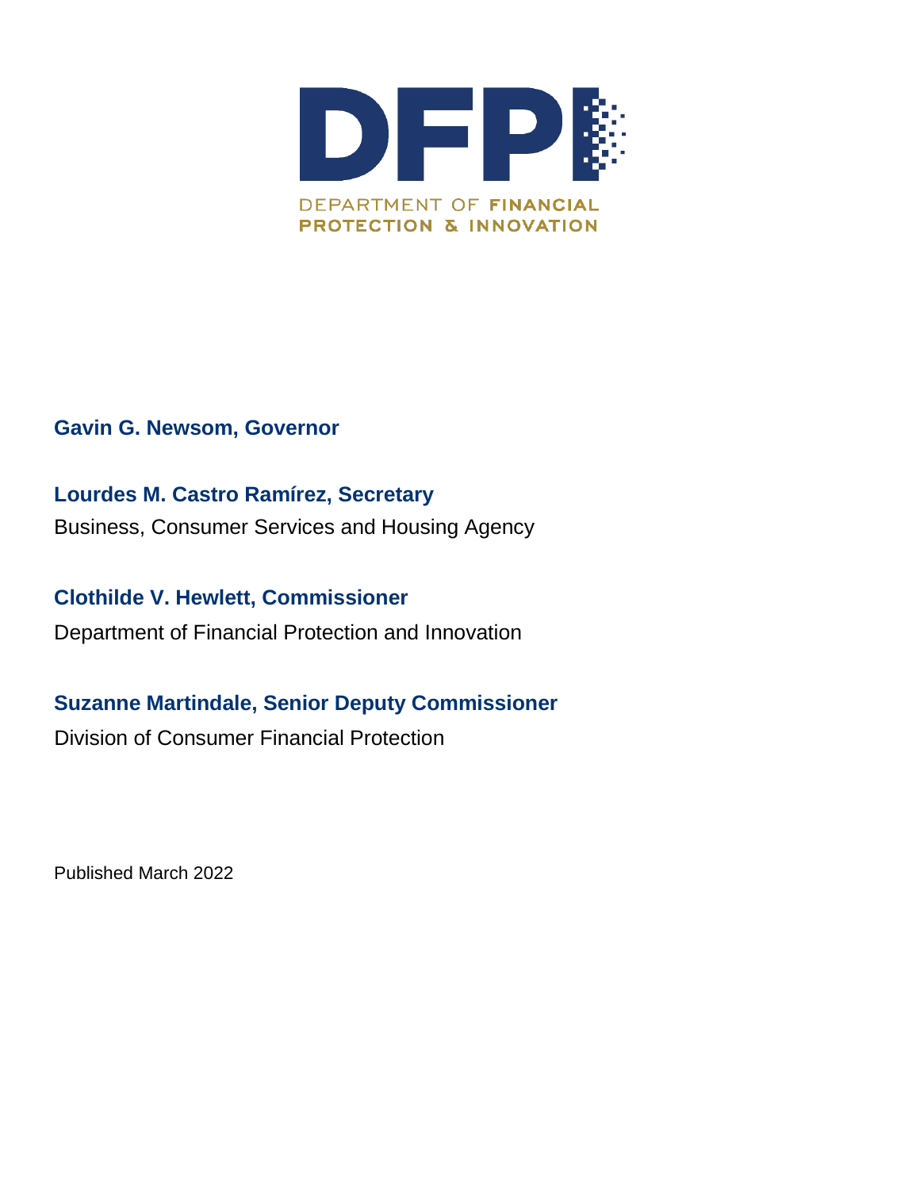DFPI

DEPARTMENT OF FINANCIAL PROTECTION & INNOVATION

**Gavin G. Newsom, Governor**

**Lourdes M. Castro Ramírez, Secretary**
Business, Consumer Services and Housing Agency

**Clothilde V. Hewlett, Commissioner**
Department of Financial Protection and Innovation

**Suzanne Martindale, Senior Deputy Commissioner**
Division of Consumer Financial Protection

Published March 2022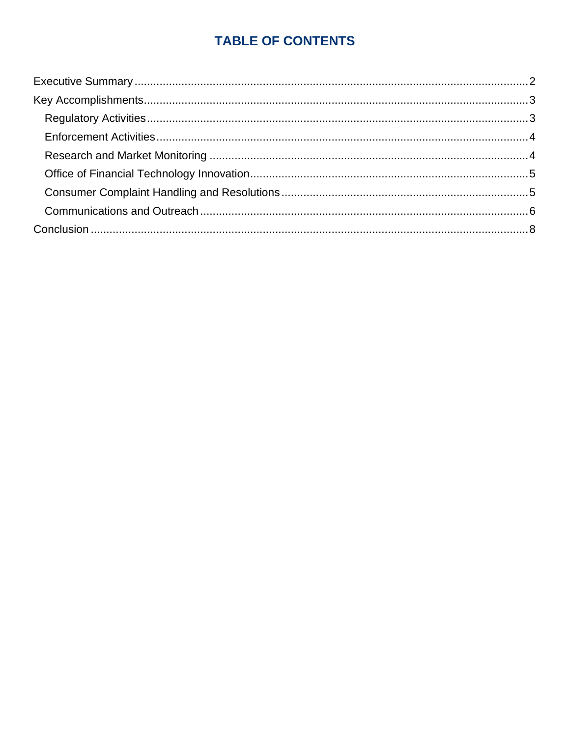# TABLE OF CONTENTS

- Executive Summary ........ 2
- Key Accomplishments ........ 3
  - Regulatory Activities ........ 3
  - Enforcement Activities ........ 4
  - Research and Market Monitoring ........ 4
  - Office of Financial Technology Innovation ........ 5
  - Consumer Complaint Handling and Resolutions ........ 5
  - Communications and Outreach ........ 6
- Conclusion ........ 8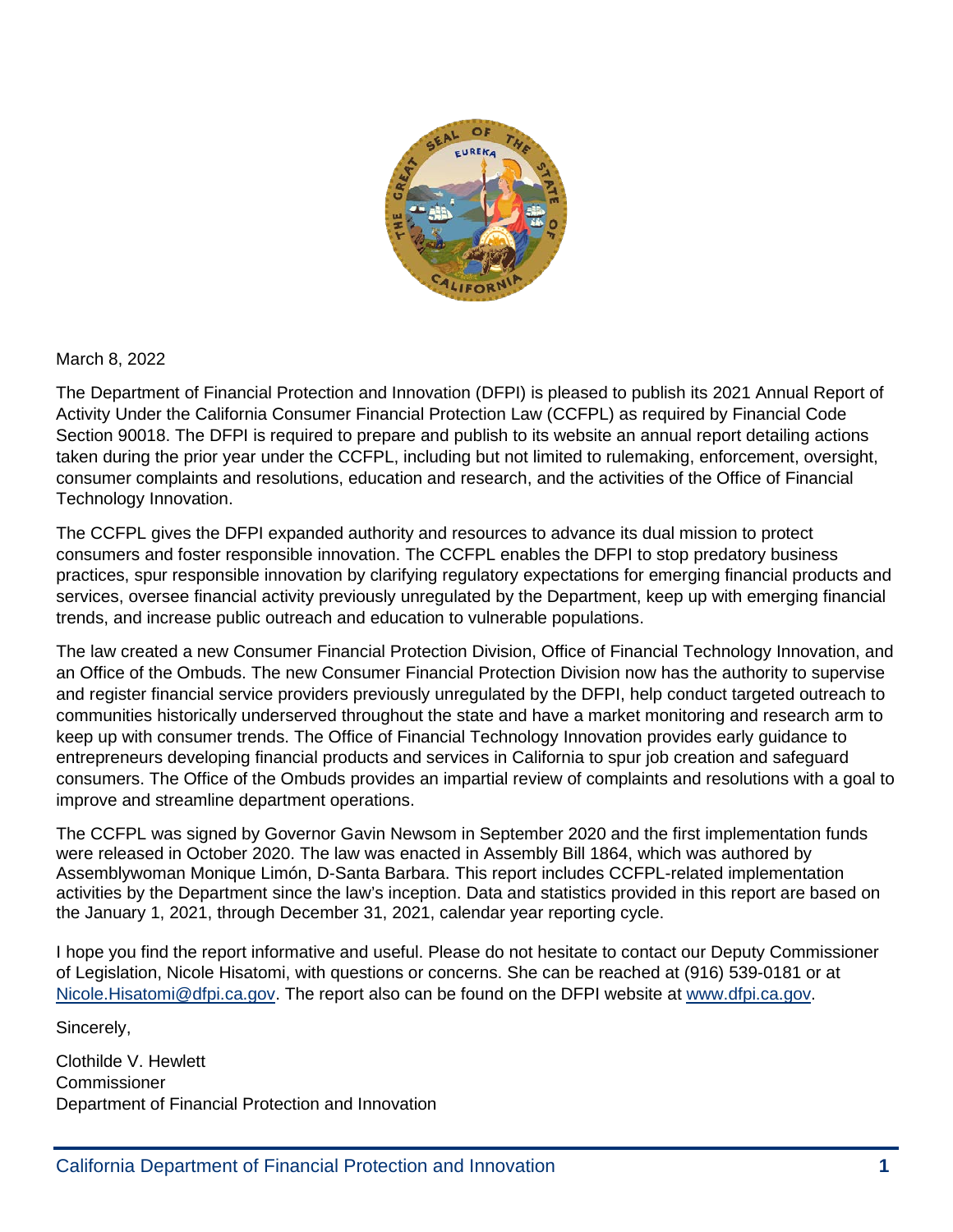March 8, 2022

The Department of Financial Protection and Innovation (DFPI) is pleased to publish its 2021 Annual Report of Activity Under the California Consumer Financial Protection Law (CCFPL) as required by Financial Code Section 90018. The DFPI is required to prepare and publish to its website an annual report detailing actions taken during the prior year under the CCFPL, including but not limited to rulemaking, enforcement, oversight, consumer complaints and resolutions, education and research, and the activities of the Office of Financial Technology Innovation.

The CCFPL gives the DFPI expanded authority and resources to advance its dual mission to protect consumers and foster responsible innovation. The CCFPL enables the DFPI to stop predatory business practices, spur responsible innovation by clarifying regulatory expectations for emerging financial products and services, oversee financial activity previously unregulated by the Department, keep up with emerging financial trends, and increase public outreach and education to vulnerable populations.

The law created a new Consumer Financial Protection Division, Office of Financial Technology Innovation, and an Office of the Ombuds. The new Consumer Financial Protection Division now has the authority to supervise and register financial service providers previously unregulated by the DFPI, help conduct targeted outreach to communities historically underserved throughout the state and have a market monitoring and research arm to keep up with consumer trends. The Office of Financial Technology Innovation provides early guidance to entrepreneurs developing financial products and services in California to spur job creation and safeguard consumers. The Office of the Ombuds provides an impartial review of complaints and resolutions with a goal to improve and streamline department operations.

The CCFPL was signed by Governor Gavin Newsom in September 2020 and the first implementation funds were released in October 2020. The law was enacted in Assembly Bill 1864, which was authored by Assemblywoman Monique Limón, D-Santa Barbara. This report includes CCFPL-related implementation activities by the Department since the law's inception. Data and statistics provided in this report are based on the January 1, 2021, through December 31, 2021, calendar year reporting cycle.

I hope you find the report informative and useful. Please do not hesitate to contact our Deputy Commissioner of Legislation, Nicole Hisatomi, with questions or concerns. She can be reached at (916) 539-0181 or at Nicole.Hisatomi@dfpi.ca.gov. The report also can be found on the DFPI website at www.dfpi.ca.gov.

Sincerely,

Clothilde V. Hewlett
Commissioner
Department of Financial Protection and Innovation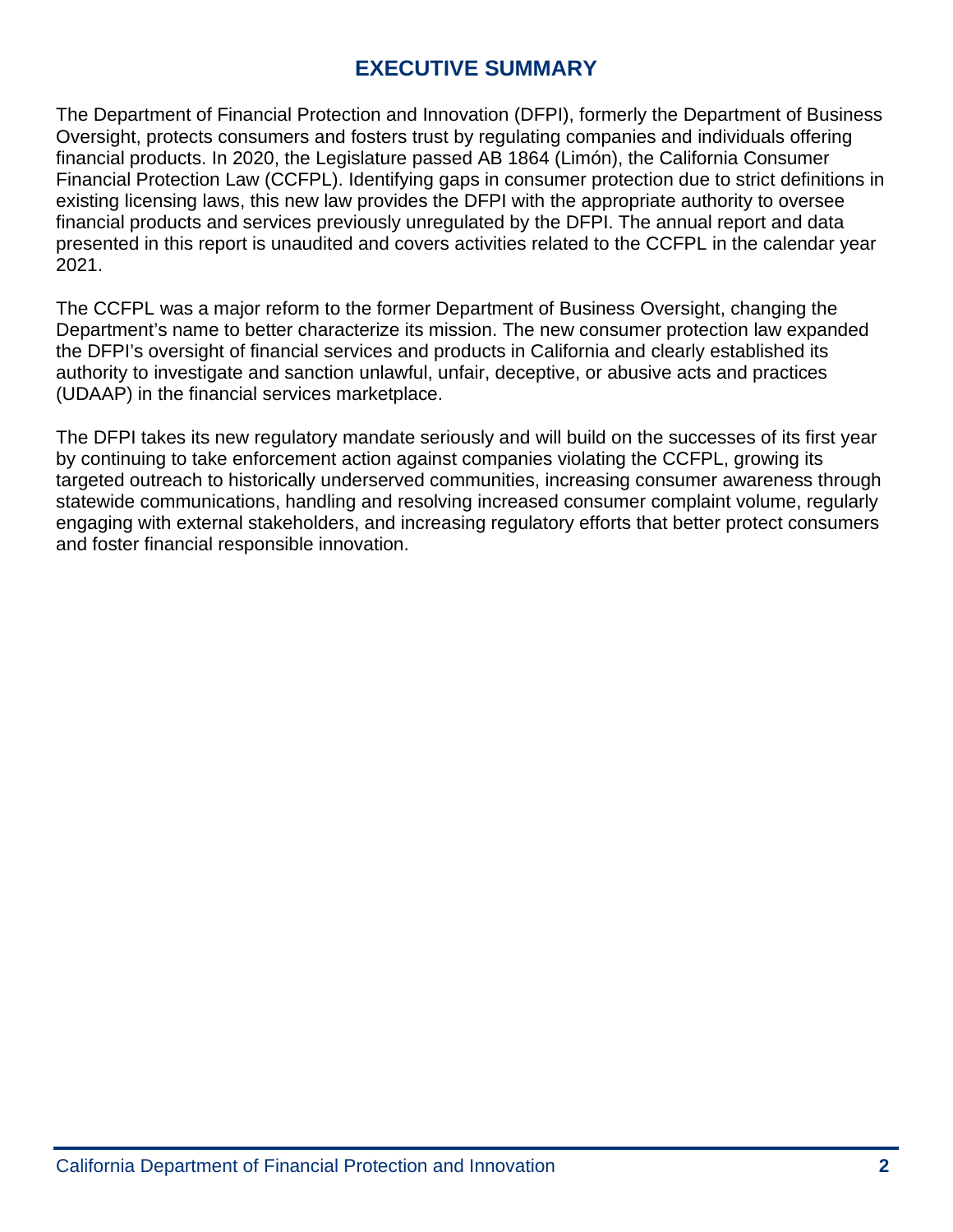# EXECUTIVE SUMMARY

The Department of Financial Protection and Innovation (DFPI), formerly the Department of Business Oversight, protects consumers and fosters trust by regulating companies and individuals offering financial products. In 2020, the Legislature passed AB 1864 (Limón), the California Consumer Financial Protection Law (CCFPL). Identifying gaps in consumer protection due to strict definitions in existing licensing laws, this new law provides the DFPI with the appropriate authority to oversee financial products and services previously unregulated by the DFPI. The annual report and data presented in this report is unaudited and covers activities related to the CCFPL in the calendar year 2021.

The CCFPL was a major reform to the former Department of Business Oversight, changing the Department's name to better characterize its mission. The new consumer protection law expanded the DFPI's oversight of financial services and products in California and clearly established its authority to investigate and sanction unlawful, unfair, deceptive, or abusive acts and practices (UDAAP) in the financial services marketplace.

The DFPI takes its new regulatory mandate seriously and will build on the successes of its first year by continuing to take enforcement action against companies violating the CCFPL, growing its targeted outreach to historically underserved communities, increasing consumer awareness through statewide communications, handling and resolving increased consumer complaint volume, regularly engaging with external stakeholders, and increasing regulatory efforts that better protect consumers and foster financial responsible innovation.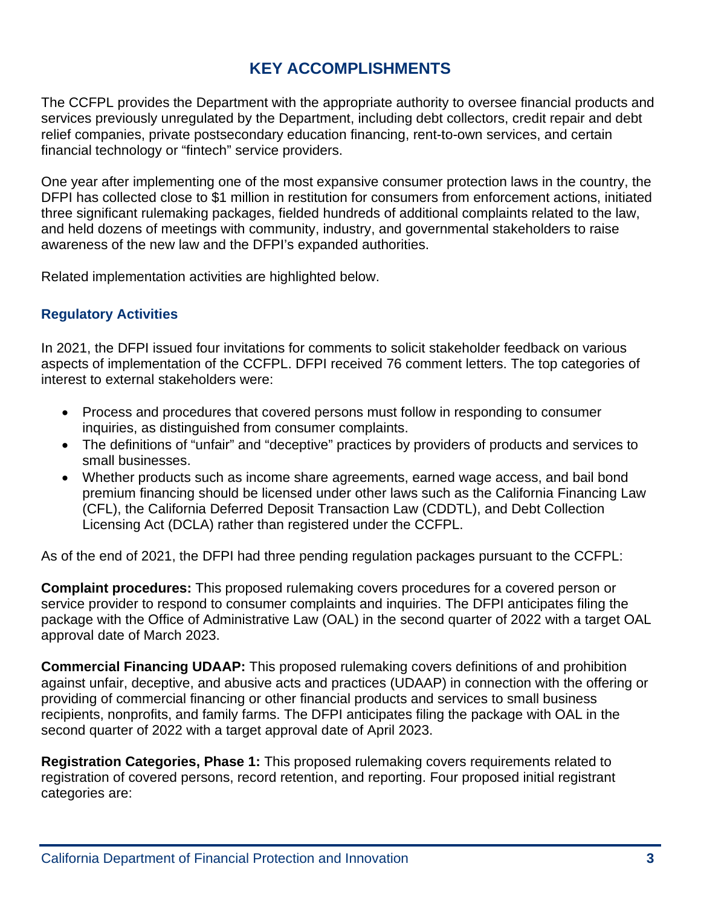# KEY ACCOMPLISHMENTS

The CCFPL provides the Department with the appropriate authority to oversee financial products and services previously unregulated by the Department, including debt collectors, credit repair and debt relief companies, private postsecondary education financing, rent-to-own services, and certain financial technology or "fintech" service providers.

One year after implementing one of the most expansive consumer protection laws in the country, the DFPI has collected close to $1 million in restitution for consumers from enforcement actions, initiated three significant rulemaking packages, fielded hundreds of additional complaints related to the law, and held dozens of meetings with community, industry, and governmental stakeholders to raise awareness of the new law and the DFPI's expanded authorities.

Related implementation activities are highlighted below.

### Regulatory Activities

In 2021, the DFPI issued four invitations for comments to solicit stakeholder feedback on various aspects of implementation of the CCFPL. DFPI received 76 comment letters. The top categories of interest to external stakeholders were:

- Process and procedures that covered persons must follow in responding to consumer inquiries, as distinguished from consumer complaints.
- The definitions of "unfair" and "deceptive" practices by providers of products and services to small businesses.
- Whether products such as income share agreements, earned wage access, and bail bond premium financing should be licensed under other laws such as the California Financing Law (CFL), the California Deferred Deposit Transaction Law (CDDTL), and Debt Collection Licensing Act (DCLA) rather than registered under the CCFPL.

As of the end of 2021, the DFPI had three pending regulation packages pursuant to the CCFPL:

**Complaint procedures:** This proposed rulemaking covers procedures for a covered person or service provider to respond to consumer complaints and inquiries. The DFPI anticipates filing the package with the Office of Administrative Law (OAL) in the second quarter of 2022 with a target OAL approval date of March 2023.

**Commercial Financing UDAAP:** This proposed rulemaking covers definitions of and prohibition against unfair, deceptive, and abusive acts and practices (UDAAP) in connection with the offering or providing of commercial financing or other financial products and services to small business recipients, nonprofits, and family farms. The DFPI anticipates filing the package with OAL in the second quarter of 2022 with a target approval date of April 2023.

**Registration Categories, Phase 1:** This proposed rulemaking covers requirements related to registration of covered persons, record retention, and reporting. Four proposed initial registrant categories are: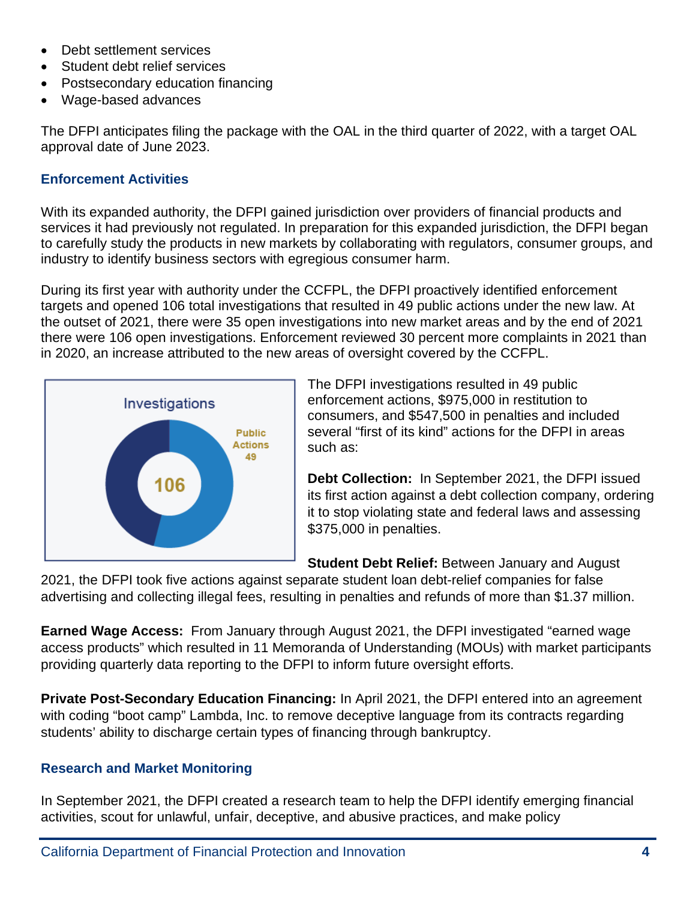- Debt settlement services
- Student debt relief services
- Postsecondary education financing
- Wage-based advances

The DFPI anticipates filing the package with the OAL in the third quarter of 2022, with a target OAL approval date of June 2023.

## Enforcement Activities

With its expanded authority, the DFPI gained jurisdiction over providers of financial products and services it had previously not regulated. In preparation for this expanded jurisdiction, the DFPI began to carefully study the products in new markets by collaborating with regulators, consumer groups, and industry to identify business sectors with egregious consumer harm.

During its first year with authority under the CCFPL, the DFPI proactively identified enforcement targets and opened 106 total investigations that resulted in 49 public actions under the new law. At the outset of 2021, there were 35 open investigations into new market areas and by the end of 2021 there were 106 open investigations. Enforcement reviewed 30 percent more complaints in 2021 than in 2020, an increase attributed to the new areas of oversight covered by the CCFPL.

Investigations

106

Public Actions 49

The DFPI investigations resulted in 49 public enforcement actions, $975,000 in restitution to consumers, and $547,500 in penalties and included several "first of its kind" actions for the DFPI in areas such as:

**Debt Collection:** In September 2021, the DFPI issued its first action against a debt collection company, ordering it to stop violating state and federal laws and assessing $375,000 in penalties.

**Student Debt Relief:** Between January and August 2021, the DFPI took five actions against separate student loan debt-relief companies for false advertising and collecting illegal fees, resulting in penalties and refunds of more than $1.37 million.

**Earned Wage Access:** From January through August 2021, the DFPI investigated "earned wage access products" which resulted in 11 Memoranda of Understanding (MOUs) with market participants providing quarterly data reporting to the DFPI to inform future oversight efforts.

**Private Post-Secondary Education Financing:** In April 2021, the DFPI entered into an agreement with coding "boot camp" Lambda, Inc. to remove deceptive language from its contracts regarding students' ability to discharge certain types of financing through bankruptcy.

## Research and Market Monitoring

In September 2021, the DFPI created a research team to help the DFPI identify emerging financial activities, scout for unlawful, unfair, deceptive, and abusive practices, and make policy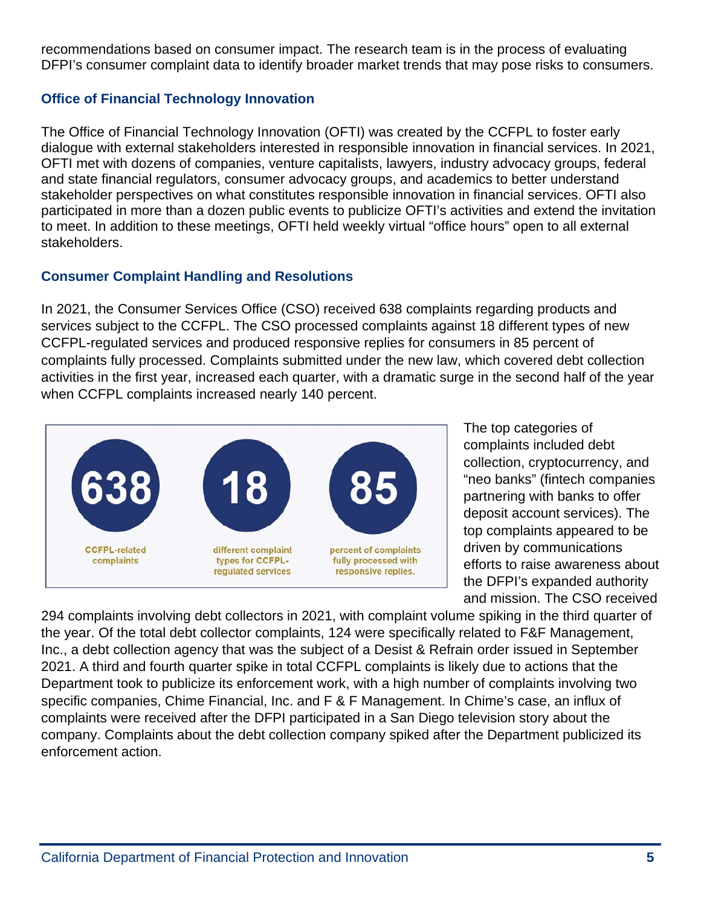recommendations based on consumer impact. The research team is in the process of evaluating DFPI's consumer complaint data to identify broader market trends that may pose risks to consumers.

### Office of Financial Technology Innovation

The Office of Financial Technology Innovation (OFTI) was created by the CCFPL to foster early dialogue with external stakeholders interested in responsible innovation in financial services. In 2021, OFTI met with dozens of companies, venture capitalists, lawyers, industry advocacy groups, federal and state financial regulators, consumer advocacy groups, and academics to better understand stakeholder perspectives on what constitutes responsible innovation in financial services. OFTI also participated in more than a dozen public events to publicize OFTI's activities and extend the invitation to meet. In addition to these meetings, OFTI held weekly virtual "office hours" open to all external stakeholders.

### Consumer Complaint Handling and Resolutions

In 2021, the Consumer Services Office (CSO) received 638 complaints regarding products and services subject to the CCFPL. The CSO processed complaints against 18 different types of new CCFPL-regulated services and produced responsive replies for consumers in 85 percent of complaints fully processed. Complaints submitted under the new law, which covered debt collection activities in the first year, increased each quarter, with a dramatic surge in the second half of the year when CCFPL complaints increased nearly 140 percent.

**638** CCFPL-related complaints

**18** different complaint types for CCFPL-regulated services

**85** percent of complaints fully processed with responsive replies.

The top categories of complaints included debt collection, cryptocurrency, and "neo banks" (fintech companies partnering with banks to offer deposit account services). The top complaints appeared to be driven by communications efforts to raise awareness about the DFPI's expanded authority and mission. The CSO received 294 complaints involving debt collectors in 2021, with complaint volume spiking in the third quarter of the year. Of the total debt collector complaints, 124 were specifically related to F&F Management, Inc., a debt collection agency that was the subject of a Desist & Refrain order issued in September 2021. A third and fourth quarter spike in total CCFPL complaints is likely due to actions that the Department took to publicize its enforcement work, with a high number of complaints involving two specific companies, Chime Financial, Inc. and F & F Management. In Chime's case, an influx of complaints were received after the DFPI participated in a San Diego television story about the company. Complaints about the debt collection company spiked after the Department publicized its enforcement action.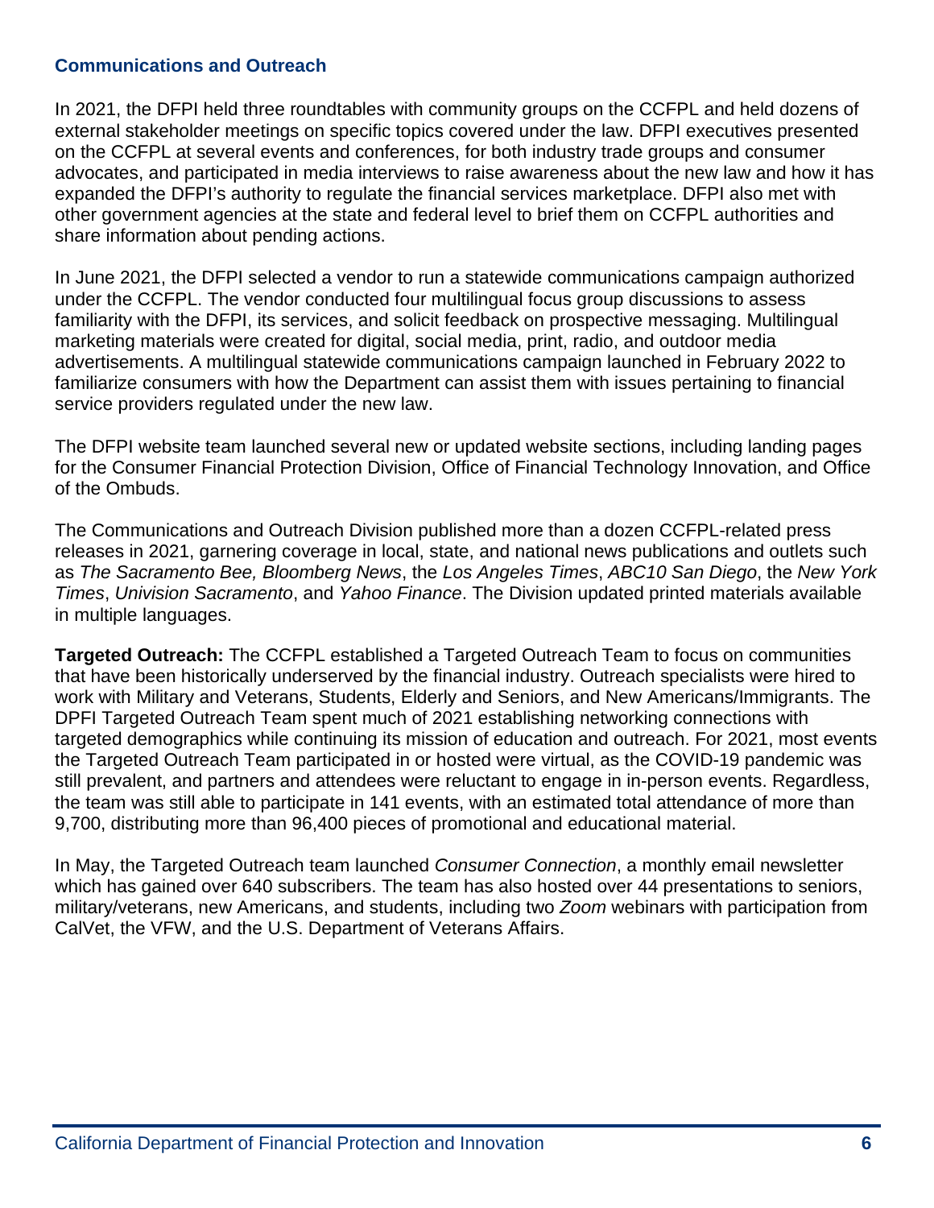## Communications and Outreach

In 2021, the DFPI held three roundtables with community groups on the CCFPL and held dozens of external stakeholder meetings on specific topics covered under the law. DFPI executives presented on the CCFPL at several events and conferences, for both industry trade groups and consumer advocates, and participated in media interviews to raise awareness about the new law and how it has expanded the DFPI's authority to regulate the financial services marketplace. DFPI also met with other government agencies at the state and federal level to brief them on CCFPL authorities and share information about pending actions.

In June 2021, the DFPI selected a vendor to run a statewide communications campaign authorized under the CCFPL. The vendor conducted four multilingual focus group discussions to assess familiarity with the DFPI, its services, and solicit feedback on prospective messaging. Multilingual marketing materials were created for digital, social media, print, radio, and outdoor media advertisements. A multilingual statewide communications campaign launched in February 2022 to familiarize consumers with how the Department can assist them with issues pertaining to financial service providers regulated under the new law.

The DFPI website team launched several new or updated website sections, including landing pages for the Consumer Financial Protection Division, Office of Financial Technology Innovation, and Office of the Ombuds.

The Communications and Outreach Division published more than a dozen CCFPL-related press releases in 2021, garnering coverage in local, state, and national news publications and outlets such as *The Sacramento Bee, Bloomberg News*, the *Los Angeles Times*, *ABC10 San Diego*, the *New York Times*, *Univision Sacramento*, and *Yahoo Finance*. The Division updated printed materials available in multiple languages.

**Targeted Outreach:** The CCFPL established a Targeted Outreach Team to focus on communities that have been historically underserved by the financial industry. Outreach specialists were hired to work with Military and Veterans, Students, Elderly and Seniors, and New Americans/Immigrants. The DPFI Targeted Outreach Team spent much of 2021 establishing networking connections with targeted demographics while continuing its mission of education and outreach. For 2021, most events the Targeted Outreach Team participated in or hosted were virtual, as the COVID-19 pandemic was still prevalent, and partners and attendees were reluctant to engage in in-person events. Regardless, the team was still able to participate in 141 events, with an estimated total attendance of more than 9,700, distributing more than 96,400 pieces of promotional and educational material.

In May, the Targeted Outreach team launched *Consumer Connection*, a monthly email newsletter which has gained over 640 subscribers. The team has also hosted over 44 presentations to seniors, military/veterans, new Americans, and students, including two *Zoom* webinars with participation from CalVet, the VFW, and the U.S. Department of Veterans Affairs.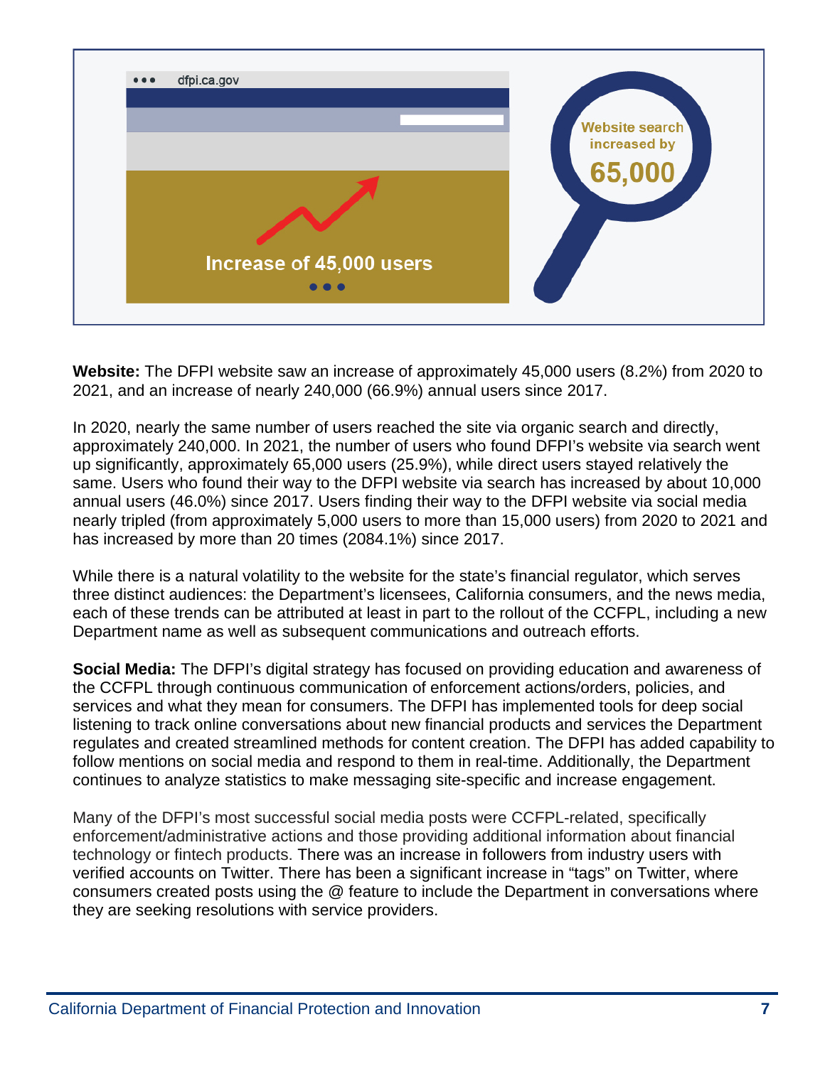dfpi.ca.gov

Increase of 45,000 users

Website search increased by 65,000

**Website:** The DFPI website saw an increase of approximately 45,000 users (8.2%) from 2020 to 2021, and an increase of nearly 240,000 (66.9%) annual users since 2017.

In 2020, nearly the same number of users reached the site via organic search and directly, approximately 240,000. In 2021, the number of users who found DFPI's website via search went up significantly, approximately 65,000 users (25.9%), while direct users stayed relatively the same. Users who found their way to the DFPI website via search has increased by about 10,000 annual users (46.0%) since 2017. Users finding their way to the DFPI website via social media nearly tripled (from approximately 5,000 users to more than 15,000 users) from 2020 to 2021 and has increased by more than 20 times (2084.1%) since 2017.

While there is a natural volatility to the website for the state's financial regulator, which serves three distinct audiences: the Department's licensees, California consumers, and the news media, each of these trends can be attributed at least in part to the rollout of the CCFPL, including a new Department name as well as subsequent communications and outreach efforts.

**Social Media:** The DFPI's digital strategy has focused on providing education and awareness of the CCFPL through continuous communication of enforcement actions/orders, policies, and services and what they mean for consumers. The DFPI has implemented tools for deep social listening to track online conversations about new financial products and services the Department regulates and created streamlined methods for content creation. The DFPI has added capability to follow mentions on social media and respond to them in real-time. Additionally, the Department continues to analyze statistics to make messaging site-specific and increase engagement.

Many of the DFPI's most successful social media posts were CCFPL-related, specifically enforcement/administrative actions and those providing additional information about financial technology or fintech products. There was an increase in followers from industry users with verified accounts on Twitter. There has been a significant increase in "tags" on Twitter, where consumers created posts using the @ feature to include the Department in conversations where they are seeking resolutions with service providers.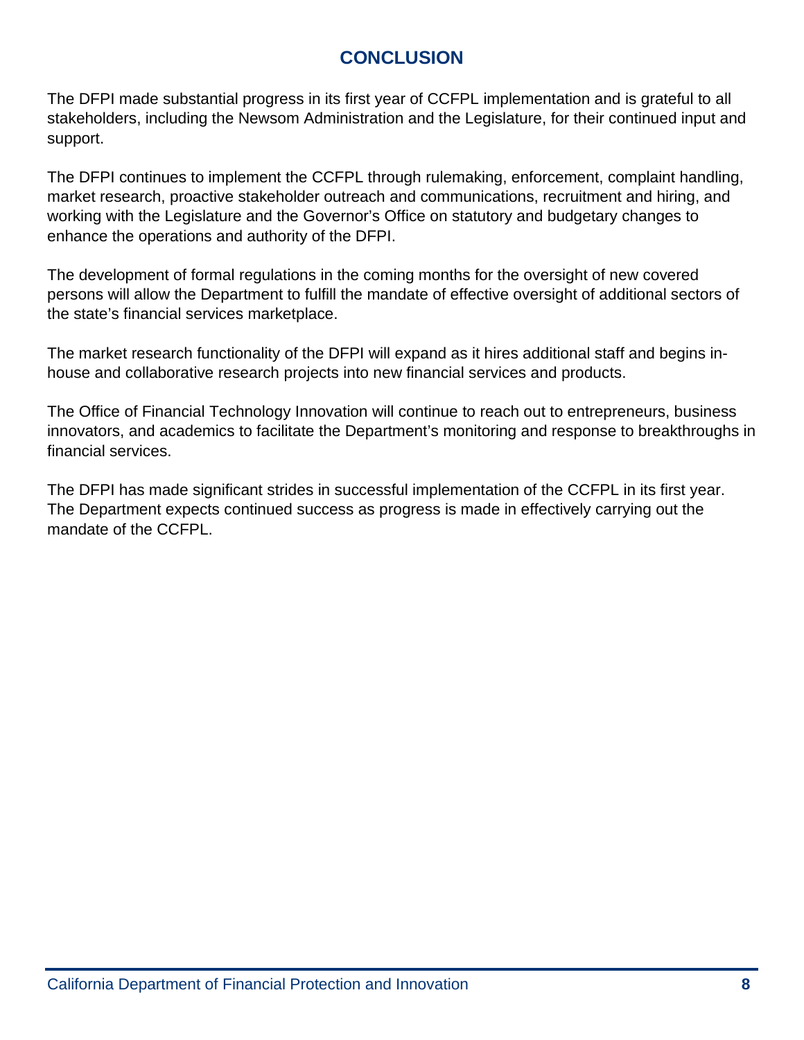# CONCLUSION

The DFPI made substantial progress in its first year of CCFPL implementation and is grateful to all stakeholders, including the Newsom Administration and the Legislature, for their continued input and support.

The DFPI continues to implement the CCFPL through rulemaking, enforcement, complaint handling, market research, proactive stakeholder outreach and communications, recruitment and hiring, and working with the Legislature and the Governor's Office on statutory and budgetary changes to enhance the operations and authority of the DFPI.

The development of formal regulations in the coming months for the oversight of new covered persons will allow the Department to fulfill the mandate of effective oversight of additional sectors of the state's financial services marketplace.

The market research functionality of the DFPI will expand as it hires additional staff and begins in-house and collaborative research projects into new financial services and products.

The Office of Financial Technology Innovation will continue to reach out to entrepreneurs, business innovators, and academics to facilitate the Department's monitoring and response to breakthroughs in financial services.

The DFPI has made significant strides in successful implementation of the CCFPL in its first year. The Department expects continued success as progress is made in effectively carrying out the mandate of the CCFPL.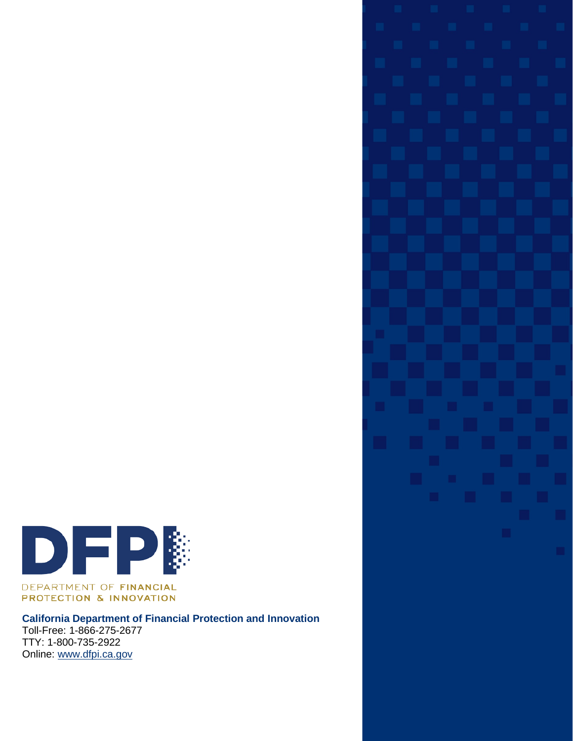DEPARTMENT OF FINANCIAL PROTECTION & INNOVATION

**California Department of Financial Protection and Innovation**
Toll-Free: 1-866-275-2677
TTY: 1-800-735-2922
Online: [www.dfpi.ca.gov](http://www.dfpi.ca.gov)